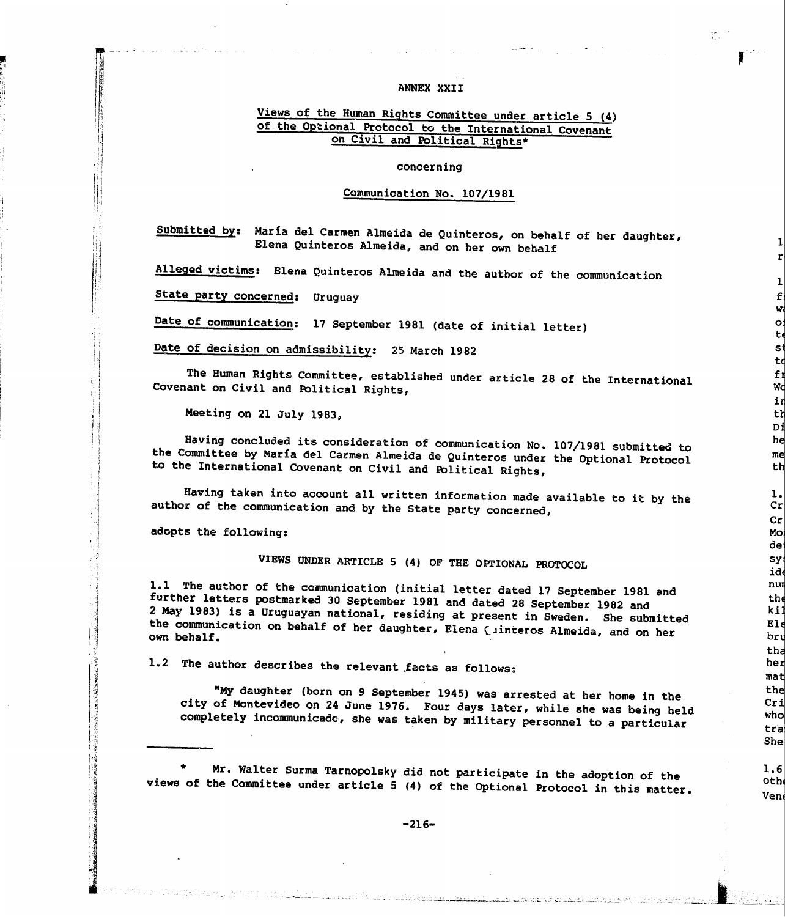ANNEX XXII

Views of the Human Rights Committee under article 5 (4) of the Optional Protocol to the International Covenant on Civil and Political Rights*

concerning

Communication No. 107/1981

**Submitted by:** María del Carmen Almeida de Quinteros, on behalf of her daughter, Elena Quinteros Almeida, and on her own behalf

**Alleged victims:** Elena Quinteros Almeida and the author of the communication

**State party concerned:** Uruguay

**Date of communication:** 17 September 1981 (date of initial letter)

**Date of decision on admissibility:** 25 March 1982

The Human Rights Committee, established under article 28 of the International Covenant on Civil and Political Rights,

Meeting on 21 July 1983,

Having concluded its consideration of communication No. 107/1981 submitted to the Committee by María del Carmen Almeida de Quinteros under the Optional Protocol to the International Covenant on Civil and Political Rights,

Having taken into account all written information made available to it by the author of the communication and by the State party concerned,

adopts the following:

VIEWS UNDER ARTICLE 5 (4) OF THE OPTIONAL PROTOCOL

1.1 The author of the communication (initial letter dated 17 September 1981 and further letters postmarked 30 September 1981 and dated 28 September 1982 and 2 May 1983) is a Uruguayan national, residing at present in Sweden. She submitted the communication on behalf of her daughter, Elena Quinteros Almeida, and on her own behalf.

1.2 The author describes the relevant facts as follows:

"My daughter (born on 9 September 1945) was arrested at her home in the city of Montevideo on 24 June 1976. Four days later, while she was being held completely incommunicado, she was taken by military personnel to a particular

---

\* Mr. Walter Surma Tarnopolsky did not participate in the adoption of the views of the Committee under article 5 (4) of the Optional Protocol in this matter.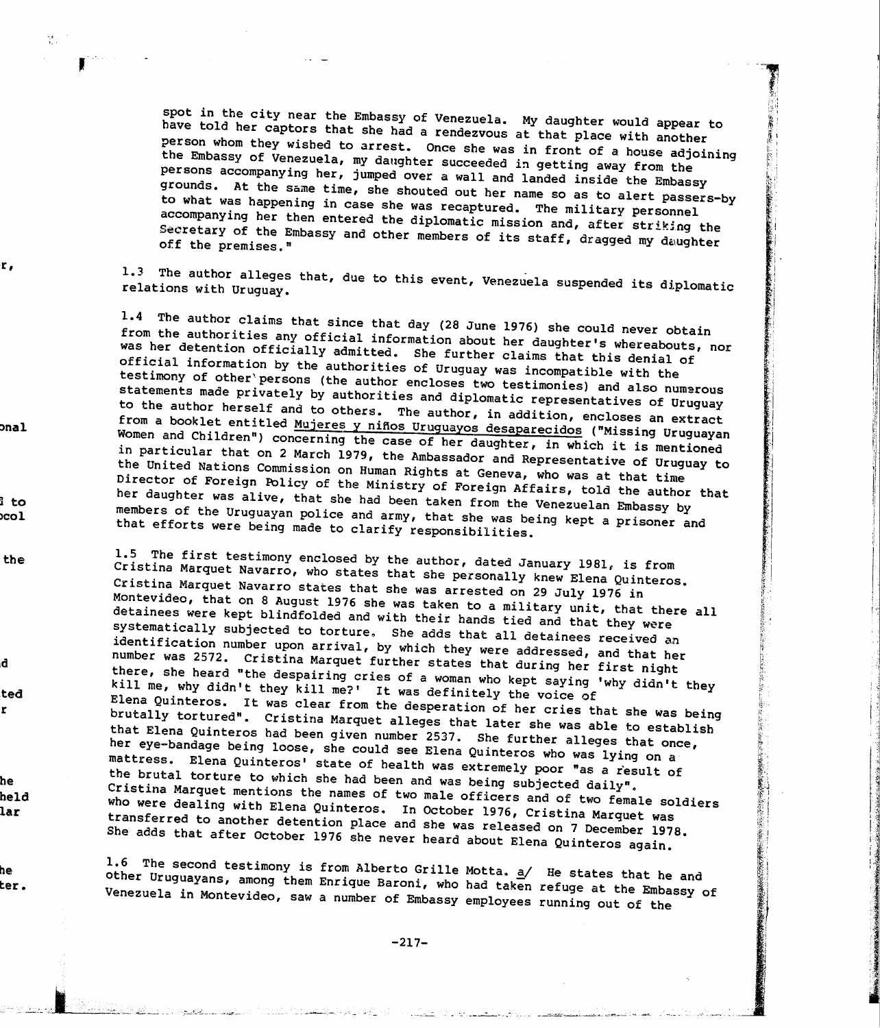spot in the city near the Embassy of Venezuela. My daughter would appear to have told her captors that she had a rendezvous at that place with another person whom they wished to arrest. Once she was in front of a house adjoining the Embassy of Venezuela, my daughter succeeded in getting away from the persons accompanying her, jumped over a wall and landed inside the Embassy grounds. At the same time, she shouted out her name so as to alert passers-by to what was happening in case she was recaptured. The military personnel accompanying her then entered the diplomatic mission and, after striking the Secretary of the Embassy and other members of its staff, dragged my daughter off the premises."

1.3 The author alleges that, due to this event, Venezuela suspended its diplomatic relations with Uruguay.

1.4 The author claims that since that day (28 June 1976) she could never obtain from the authorities any official information about her daughter's whereabouts, nor was her detention officially admitted. She further claims that this denial of official information by the authorities of Uruguay was incompatible with the testimony of other persons (the author encloses two testimonies) and also numerous statements made privately by authorities and diplomatic representatives of Uruguay to the author herself and to others. The author, in addition, encloses an extract from a booklet entitled <u>Mujeres y niños Uruguayos desaparecidos</u> ("Missing Uruguayan Women and Children") concerning the case of her daughter, in which it is mentioned in particular that on 2 March 1979, the Ambassador and Representative of Uruguay to the United Nations Commission on Human Rights at Geneva, who was at that time Director of Foreign Policy of the Ministry of Foreign Affairs, told the author that her daughter was alive, that she had been taken from the Venezuelan Embassy by members of the Uruguayan police and army, that she was being kept a prisoner and that efforts were being made to clarify responsibilities.

1.5 The first testimony enclosed by the author, dated January 1981, is from Cristina Marquet Navarro, who states that she personally knew Elena Quinteros. Cristina Marquet Navarro states that she was arrested on 29 July 1976 in Montevideo, that on 8 August 1976 she was taken to a military unit, that there all detainees were kept blindfolded and with their hands tied and that they were systematically subjected to torture. She adds that all detainees received an identification number upon arrival, by which they were addressed, and that her number was 2572. Cristina Marquet further states that during her first night there, she heard "the despairing cries of a woman who kept saying 'why didn't they kill me, why didn't they kill me?' It was definitely the voice of Elena Quinteros. It was clear from the desperation of her cries that she was being brutally tortured". Cristina Marquet alleges that later she was able to establish that Elena Quinteros had been given number 2537. She further alleges that once, her eye-bandage being loose, she could see Elena Quinteros who was lying on a mattress. Elena Quinteros' state of health was extremely poor "as a result of the brutal torture to which she had been and was being subjected daily". Cristina Marquet mentions the names of two male officers and of two female soldiers who were dealing with Elena Quinteros. In October 1976, Cristina Marquet was transferred to another detention place and she was released on 7 December 1978. She adds that after October 1976 she never heard about Elena Quinteros again.

1.6 The second testimony is from Alberto Grille Motta. [a] He states that he and other Uruguayans, among them Enrique Baroni, who had taken refuge at the Embassy of Venezuela in Montevideo, saw a number of Embassy employees running out of the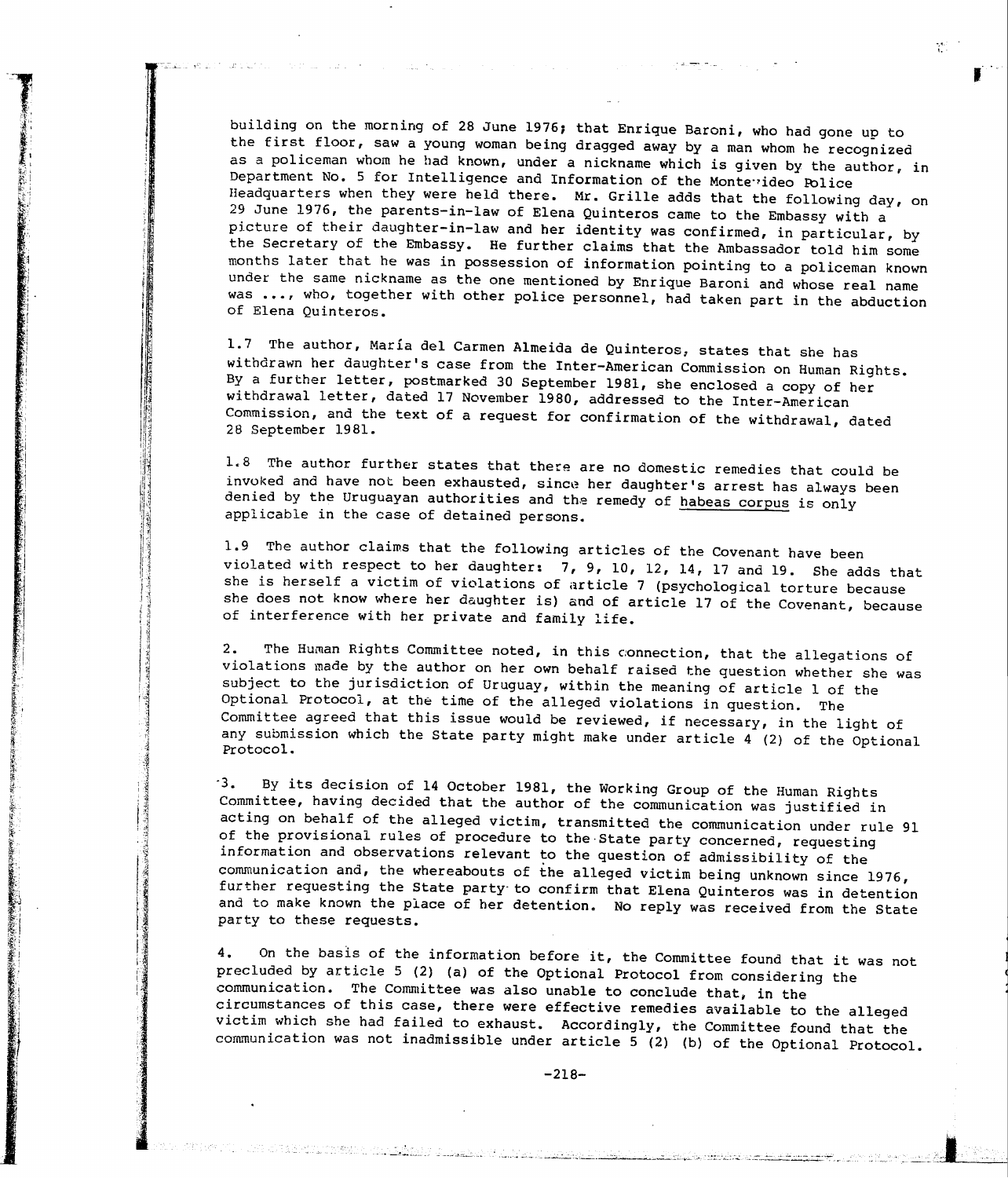building on the morning of 28 June 1976; that Enrique Baroni, who had gone up to the first floor, saw a young woman being dragged away by a man whom he recognized as a policeman whom he had known, under a nickname which is given by the author, in Department No. 5 for Intelligence and Information of the Montevideo Police Headquarters when they were held there. Mr. Grille adds that the following day, on 29 June 1976, the parents-in-law of Elena Quinteros came to the Embassy with a picture of their daughter-in-law and her identity was confirmed, in particular, by the Secretary of the Embassy. He further claims that the Ambassador told him some months later that he was in possession of information pointing to a policeman known under the same nickname as the one mentioned by Enrique Baroni and whose real name was ..., who, together with other police personnel, had taken part in the abduction of Elena Quinteros.

1.7 The author, María del Carmen Almeida de Quinteros, states that she has withdrawn her daughter's case from the Inter-American Commission on Human Rights. By a further letter, postmarked 30 September 1981, she enclosed a copy of her withdrawal letter, dated 17 November 1980, addressed to the Inter-American Commission, and the text of a request for confirmation of the withdrawal, dated 28 September 1981.

1.8 The author further states that there are no domestic remedies that could be invoked and have not been exhausted, since her daughter's arrest has always been denied by the Uruguayan authorities and the remedy of habeas corpus is only applicable in the case of detained persons.

1.9 The author claims that the following articles of the Covenant have been violated with respect to her daughter: 7, 9, 10, 12, 14, 17 and 19. She adds that she is herself a victim of violations of article 7 (psychological torture because she does not know where her daughter is) and of article 17 of the Covenant, because of interference with her private and family life.

2. The Human Rights Committee noted, in this connection, that the allegations of violations made by the author on her own behalf raised the question whether she was subject to the jurisdiction of Uruguay, within the meaning of article 1 of the Optional Protocol, at the time of the alleged violations in question. The Committee agreed that this issue would be reviewed, if necessary, in the light of any submission which the State party might make under article 4 (2) of the Optional Protocol.

3. By its decision of 14 October 1981, the Working Group of the Human Rights Committee, having decided that the author of the communication was justified in acting on behalf of the alleged victim, transmitted the communication under rule 91 of the provisional rules of procedure to the State party concerned, requesting information and observations relevant to the question of admissibility of the communication and, the whereabouts of the alleged victim being unknown since 1976, further requesting the State party to confirm that Elena Quinteros was in detention and to make known the place of her detention. No reply was received from the State party to these requests.

4. On the basis of the information before it, the Committee found that it was not precluded by article 5 (2) (a) of the Optional Protocol from considering the communication. The Committee was also unable to conclude that, in the circumstances of this case, there were effective remedies available to the alleged victim which she had failed to exhaust. Accordingly, the Committee found that the communication was not inadmissible under article 5 (2) (b) of the Optional Protocol.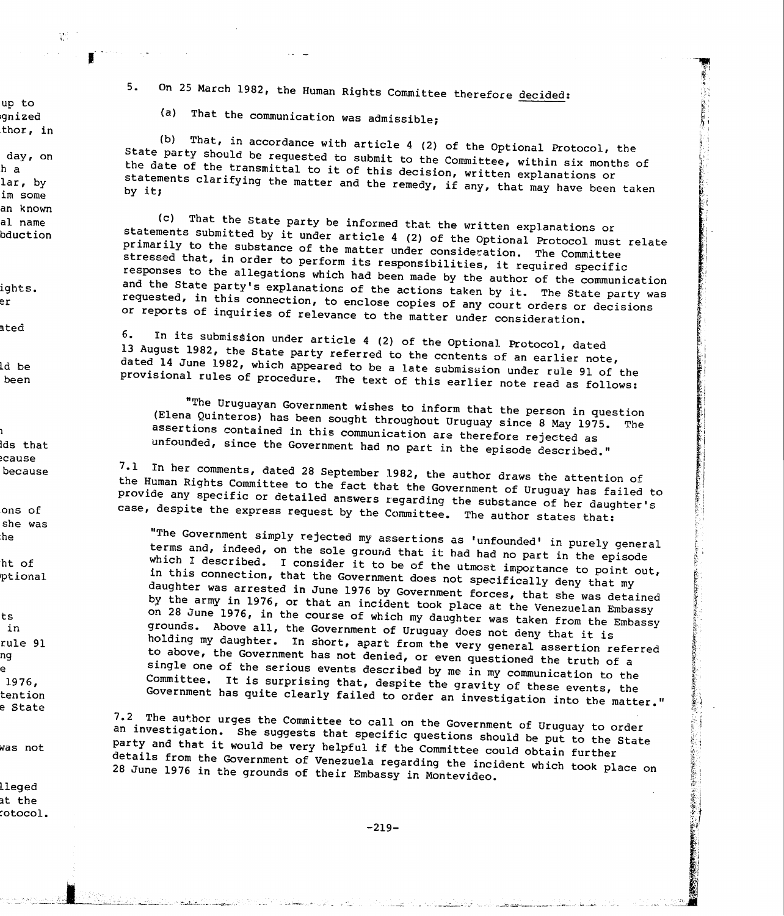5. On 25 March 1982, the Human Rights Committee therefore decided:

(a) That the communication was admissible;

(b) That, in accordance with article 4 (2) of the Optional Protocol, the State party should be requested to submit to the Committee, within six months of the date of the transmittal to it of this decision, written explanations or statements clarifying the matter and the remedy, if any, that may have been taken by it;

(c) That the State party be informed that the written explanations or statements submitted by it under article 4 (2) of the Optional Protocol must relate primarily to the substance of the matter under consideration. The Committee stressed that, in order to perform its responsibilities, it required specific responses to the allegations which had been made by the author of the communication and the State party's explanations of the actions taken by it. The State party was requested, in this connection, to enclose copies of any court orders or decisions or reports of inquiries of relevance to the matter under consideration.

6. In its submission under article 4 (2) of the Optional Protocol, dated 13 August 1982, the State party referred to the contents of an earlier note, dated 14 June 1982, which appeared to be a late submission under rule 91 of the provisional rules of procedure. The text of this earlier note read as follows:

> "The Uruguayan Government wishes to inform that the person in question (Elena Quinteros) has been sought throughout Uruguay since 8 May 1975. The assertions contained in this communication are therefore rejected as unfounded, since the Government had no part in the episode described."

7.1 In her comments, dated 28 September 1982, the author draws the attention of the Human Rights Committee to the fact that the Government of Uruguay has failed to provide any specific or detailed answers regarding the substance of her daughter's case, despite the express request by the Committee. The author states that:

> "The Government simply rejected my assertions as 'unfounded' in purely general terms and, indeed, on the sole ground that it had had no part in the episode which I described. I consider it to be of the utmost importance to point out, in this connection, that the Government does not specifically deny that my daughter was arrested in June 1976 by Government forces, that she was detained by the army in 1976, or that an incident took place at the Venezuelan Embassy on 28 June 1976, in the course of which my daughter was taken from the Embassy grounds. Above all, the Government of Uruguay does not deny that it is holding my daughter. In short, apart from the very general assertion referred to above, the Government has not denied, or even questioned the truth of a single one of the serious events described by me in my communication to the Committee. It is surprising that, despite the gravity of these events, the Government has quite clearly failed to order an investigation into the matter."

7.2 The author urges the Committee to call on the Government of Uruguay to order an investigation. She suggests that specific questions should be put to the State party and that it would be very helpful if the Committee could obtain further details from the Government of Venezuela regarding the incident which took place on 28 June 1976 in the grounds of their Embassy in Montevideo.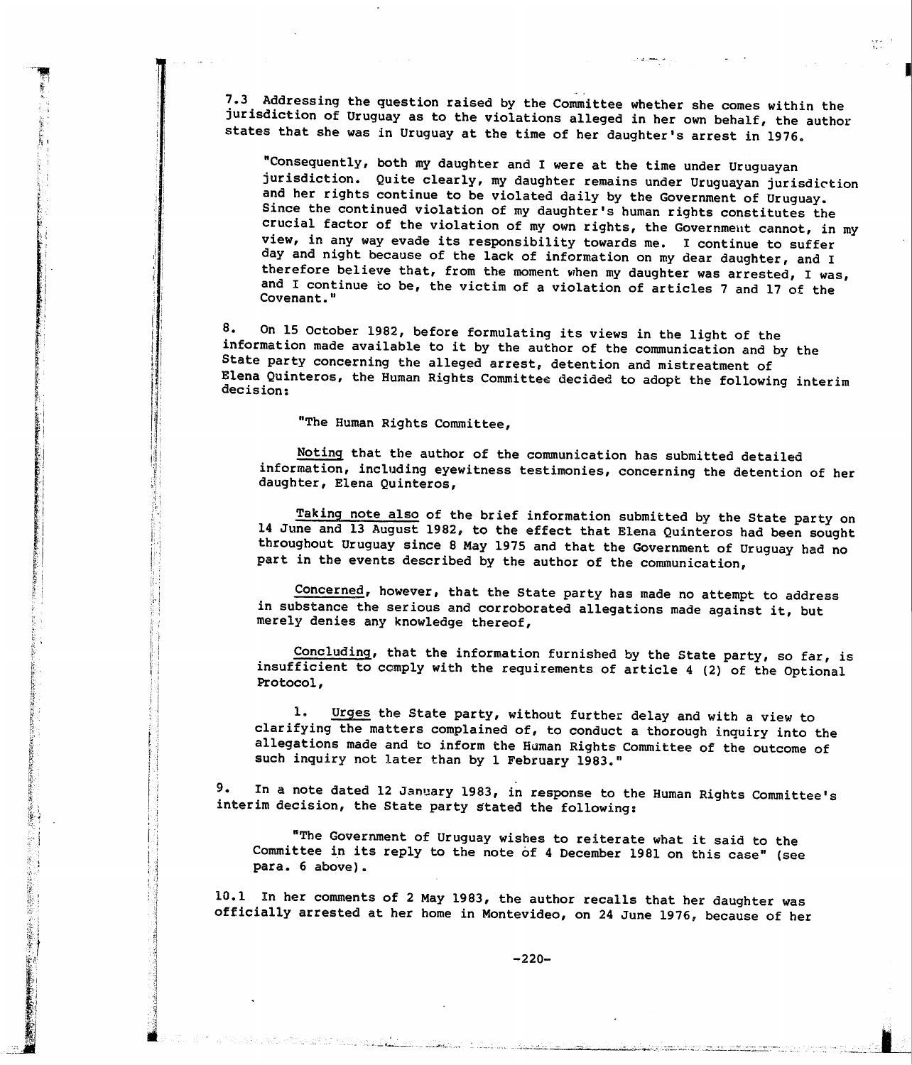7.3 Addressing the question raised by the Committee whether she comes within the jurisdiction of Uruguay as to the violations alleged in her own behalf, the author states that she was in Uruguay at the time of her daughter's arrest in 1976.

> "Consequently, both my daughter and I were at the time under Uruguayan jurisdiction. Quite clearly, my daughter remains under Uruguayan jurisdiction and her rights continue to be violated daily by the Government of Uruguay. Since the continued violation of my daughter's human rights constitutes the crucial factor of the violation of my own rights, the Government cannot, in my view, in any way evade its responsibility towards me. I continue to suffer day and night because of the lack of information on my dear daughter, and I therefore believe that, from the moment when my daughter was arrested, I was, and I continue to be, the victim of a violation of articles 7 and 17 of the Covenant."

8. On 15 October 1982, before formulating its views in the light of the information made available to it by the author of the communication and by the State party concerning the alleged arrest, detention and mistreatment of Elena Quinteros, the Human Rights Committee decided to adopt the following interim decision:

> "The Human Rights Committee,
>
> Noting that the author of the communication has submitted detailed information, including eyewitness testimonies, concerning the detention of her daughter, Elena Quinteros,
>
> Taking note also of the brief information submitted by the State party on 14 June and 13 August 1982, to the effect that Elena Quinteros had been sought throughout Uruguay since 8 May 1975 and that the Government of Uruguay had no part in the events described by the author of the communication,
>
> Concerned, however, that the State party has made no attempt to address in substance the serious and corroborated allegations made against it, but merely denies any knowledge thereof,
>
> Concluding, that the information furnished by the State party, so far, is insufficient to comply with the requirements of article 4 (2) of the Optional Protocol,
>
> 1. Urges the State party, without further delay and with a view to clarifying the matters complained of, to conduct a thorough inquiry into the allegations made and to inform the Human Rights Committee of the outcome of such inquiry not later than by 1 February 1983."

9. In a note dated 12 January 1983, in response to the Human Rights Committee's interim decision, the State party stated the following:

> "The Government of Uruguay wishes to reiterate what it said to the Committee in its reply to the note of 4 December 1981 on this case" (see para. 6 above).

10.1 In her comments of 2 May 1983, the author recalls that her daughter was officially arrested at her home in Montevideo, on 24 June 1976, because of her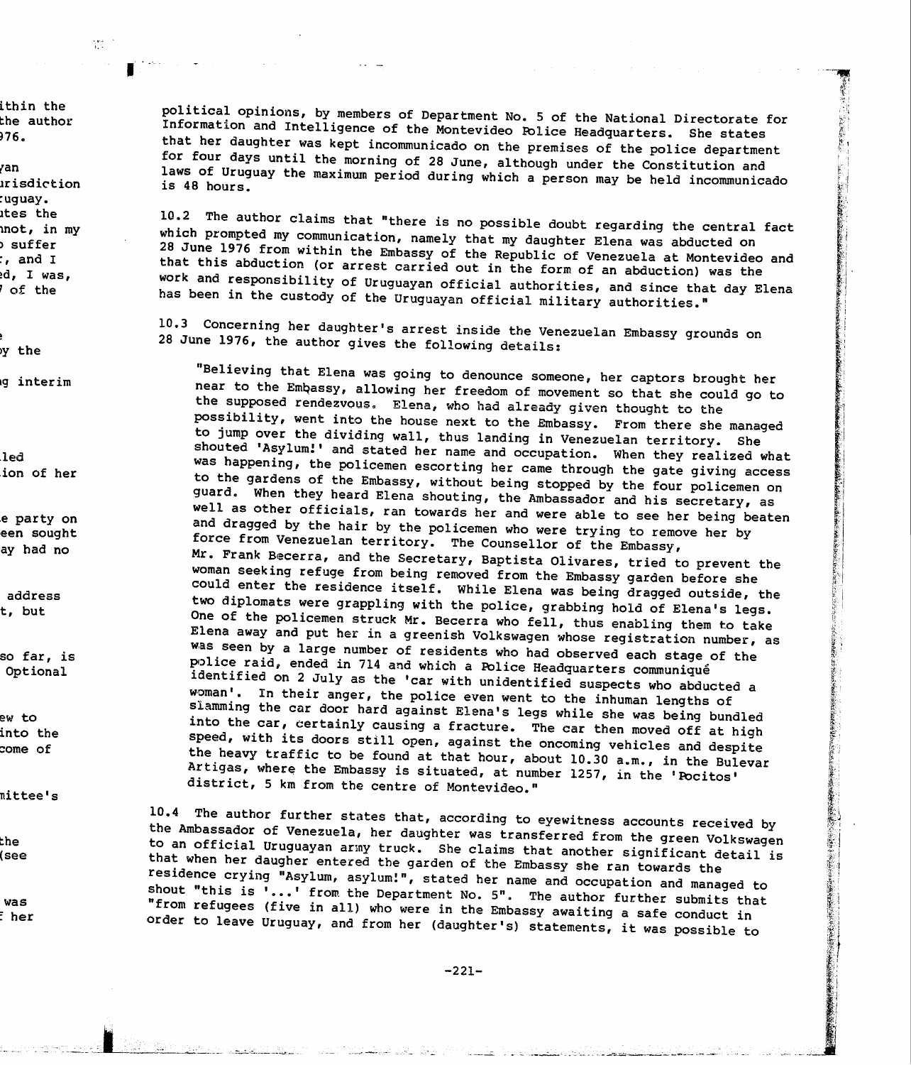political opinions, by members of Department No. 5 of the National Directorate for Information and Intelligence of the Montevideo Police Headquarters. She states that her daughter was kept incommunicado on the premises of the police department for four days until the morning of 28 June, although under the Constitution and laws of Uruguay the maximum period during which a person may be held incommunicado is 48 hours.

10.2 The author claims that "there is no possible doubt regarding the central fact which prompted my communication, namely that my daughter Elena was abducted on 28 June 1976 from within the Embassy of the Republic of Venezuela at Montevideo and that this abduction (or arrest carried out in the form of an abduction) was the work and responsibility of Uruguayan official authorities, and since that day Elena has been in the custody of the Uruguayan official military authorities."

10.3 Concerning her daughter's arrest inside the Venezuelan Embassy grounds on 28 June 1976, the author gives the following details:

> "Believing that Elena was going to denounce someone, her captors brought her near to the Embassy, allowing her freedom of movement so that she could go to the supposed rendezvous. Elena, who had already given thought to the possibility, went into the house next to the Embassy. From there she managed to jump over the dividing wall, thus landing in Venezuelan territory. She shouted 'Asylum!' and stated her name and occupation. When they realized what was happening, the policemen escorting her came through the gate giving access to the gardens of the Embassy, without being stopped by the four policemen on guard. When they heard Elena shouting, the Ambassador and his secretary, as well as other officials, ran towards her and were able to see her being beaten and dragged by the hair by the policemen who were trying to remove her by force from Venezuelan territory. The Counsellor of the Embassy, Mr. Frank Becerra, and the Secretary, Baptista Olivares, tried to prevent the woman seeking refuge from being removed from the Embassy garden before she could enter the residence itself. While Elena was being dragged outside, the two diplomats were grappling with the police, grabbing hold of Elena's legs. One of the policemen struck Mr. Becerra who fell, thus enabling them to take Elena away and put her in a greenish Volkswagen whose registration number, as was seen by a large number of residents who had observed each stage of the police raid, ended in 714 and which a Police Headquarters communiqué identified on 2 July as the 'car with unidentified suspects who abducted a woman'. In their anger, the police even went to the inhuman lengths of slamming the car door hard against Elena's legs while she was being bundled into the car, certainly causing a fracture. The car then moved off at high speed, with its doors still open, against the oncoming vehicles and despite the heavy traffic to be found at that hour, about 10.30 a.m., in the Bulevar Artigas, where the Embassy is situated, at number 1257, in the 'Pocitos' district, 5 km from the centre of Montevideo."

10.4 The author further states that, according to eyewitness accounts received by the Ambassador of Venezuela, her daughter was transferred from the green Volkswagen to an official Uruguayan army truck. She claims that another significant detail is that when her daugher entered the garden of the Embassy she ran towards the residence crying "Asylum, asylum!", stated her name and occupation and managed to shout "this is '...' from the Department No. 5". The author further submits that "from refugees (five in all) who were in the Embassy awaiting a safe conduct in order to leave Uruguay, and from her (daughter's) statements, it was possible to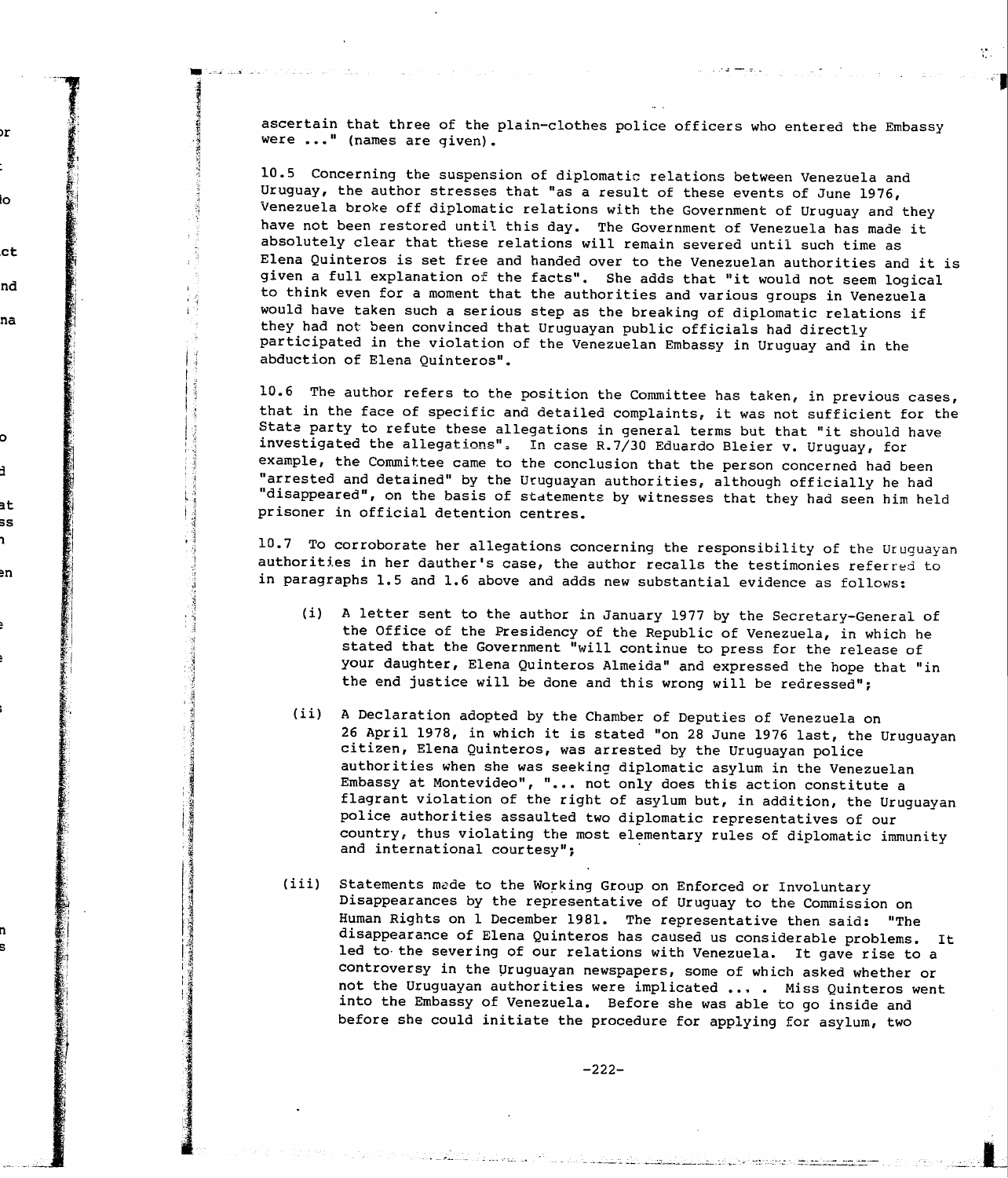ascertain that three of the plain-clothes police officers who entered the Embassy were ..." (names are given).

10.5 Concerning the suspension of diplomatic relations between Venezuela and Uruguay, the author stresses that "as a result of these events of June 1976, Venezuela broke off diplomatic relations with the Government of Uruguay and they have not been restored until this day. The Government of Venezuela has made it absolutely clear that these relations will remain severed until such time as Elena Quinteros is set free and handed over to the Venezuelan authorities and it is given a full explanation of the facts". She adds that "it would not seem logical to think even for a moment that the authorities and various groups in Venezuela would have taken such a serious step as the breaking of diplomatic relations if they had not been convinced that Uruguayan public officials had directly participated in the violation of the Venezuelan Embassy in Uruguay and in the abduction of Elena Quinteros".

10.6 The author refers to the position the Committee has taken, in previous cases, that in the face of specific and detailed complaints, it was not sufficient for the State party to refute these allegations in general terms but that "it should have investigated the allegations". In case R.7/30 Eduardo Bleier v. Uruguay, for example, the Committee came to the conclusion that the person concerned had been "arrested and detained" by the Uruguayan authorities, although officially he had "disappeared", on the basis of statements by witnesses that they had seen him held prisoner in official detention centres.

10.7 To corroborate her allegations concerning the responsibility of the Uruguayan authorities in her dauther's case, the author recalls the testimonies referred to in paragraphs 1.5 and 1.6 above and adds new substantial evidence as follows:

(i) A letter sent to the author in January 1977 by the Secretary-General of the Office of the Presidency of the Republic of Venezuela, in which he stated that the Government "will continue to press for the release of your daughter, Elena Quinteros Almeida" and expressed the hope that "in the end justice will be done and this wrong will be redressed";

(ii) A Declaration adopted by the Chamber of Deputies of Venezuela on 26 April 1978, in which it is stated "on 28 June 1976 last, the Uruguayan citizen, Elena Quinteros, was arrested by the Uruguayan police authorities when she was seeking diplomatic asylum in the Venezuelan Embassy at Montevideo", "... not only does this action constitute a flagrant violation of the right of asylum but, in addition, the Uruguayan police authorities assaulted two diplomatic representatives of our country, thus violating the most elementary rules of diplomatic immunity and international courtesy";

(iii) Statements made to the Working Group on Enforced or Involuntary Disappearances by the representative of Uruguay to the Commission on Human Rights on 1 December 1981. The representative then said: "The disappearance of Elena Quinteros has caused us considerable problems. It led to the severing of our relations with Venezuela. It gave rise to a controversy in the Uruguayan newspapers, some of which asked whether or not the Uruguayan authorities were implicated ... . Miss Quinteros went into the Embassy of Venezuela. Before she was able to go inside and before she could initiate the procedure for applying for asylum, two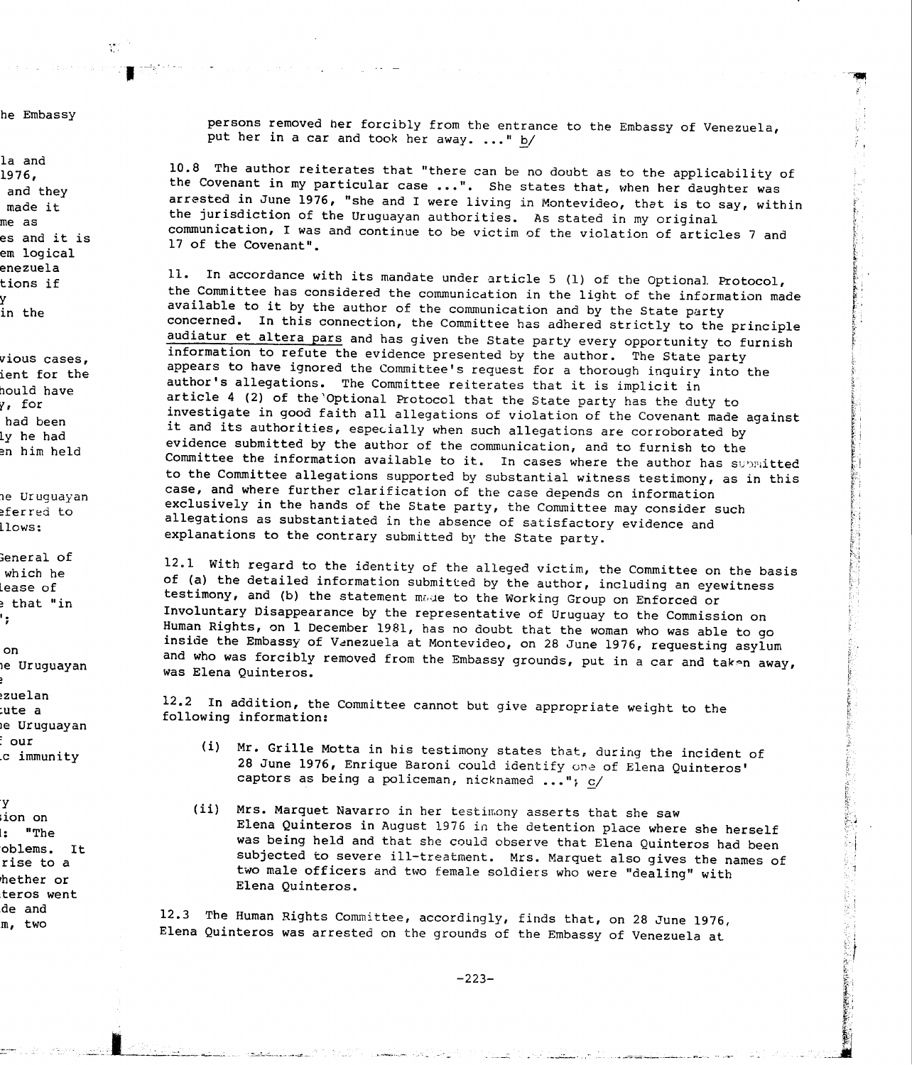persons removed her forcibly from the entrance to the Embassy of Venezuela, put her in a car and took her away. ..." b/

10.8 The author reiterates that "there can be no doubt as to the applicability of the Covenant in my particular case ...". She states that, when her daughter was arrested in June 1976, "she and I were living in Montevideo, that is to say, within the jurisdiction of the Uruguayan authorities. As stated in my original communication, I was and continue to be victim of the violation of articles 7 and 17 of the Covenant".

11. In accordance with its mandate under article 5 (1) of the Optional Protocol, the Committee has considered the communication in the light of the information made available to it by the author of the communication and by the State party concerned. In this connection, the Committee has adhered strictly to the principle audiatur et altera pars and has given the State party every opportunity to furnish information to refute the evidence presented by the author. The State party appears to have ignored the Committee's request for a thorough inquiry into the author's allegations. The Committee reiterates that it is implicit in article 4 (2) of the Optional Protocol that the State party has the duty to investigate in good faith all allegations of violation of the Covenant made against it and its authorities, especially when such allegations are corroborated by evidence submitted by the author of the communication, and to furnish to the Committee the information available to it. In cases where the author has submitted to the Committee allegations supported by substantial witness testimony, as in this case, and where further clarification of the case depends on information exclusively in the hands of the State party, the Committee may consider such allegations as substantiated in the absence of satisfactory evidence and explanations to the contrary submitted by the State party.

12.1 With regard to the identity of the alleged victim, the Committee on the basis of (a) the detailed information submitted by the author, including an eyewitness testimony, and (b) the statement made to the Working Group on Enforced or Involuntary Disappearance by the representative of Uruguay to the Commission on Human Rights, on 1 December 1981, has no doubt that the woman who was able to go inside the Embassy of Venezuela at Montevideo, on 28 June 1976, requesting asylum and who was forcibly removed from the Embassy grounds, put in a car and taken away, was Elena Quinteros.

12.2 In addition, the Committee cannot but give appropriate weight to the following information:

(i) Mr. Grille Motta in his testimony states that, during the incident of 28 June 1976, Enrique Baroni could identify one of Elena Quinteros' captors as being a policeman, nicknamed ..."; c/

(ii) Mrs. Marquet Navarro in her testimony asserts that she saw Elena Quinteros in August 1976 in the detention place where she herself was being held and that she could observe that Elena Quinteros had been subjected to severe ill-treatment. Mrs. Marquet also gives the names of two male officers and two female soldiers who were "dealing" with Elena Quinteros.

12.3 The Human Rights Committee, accordingly, finds that, on 28 June 1976, Elena Quinteros was arrested on the grounds of the Embassy of Venezuela at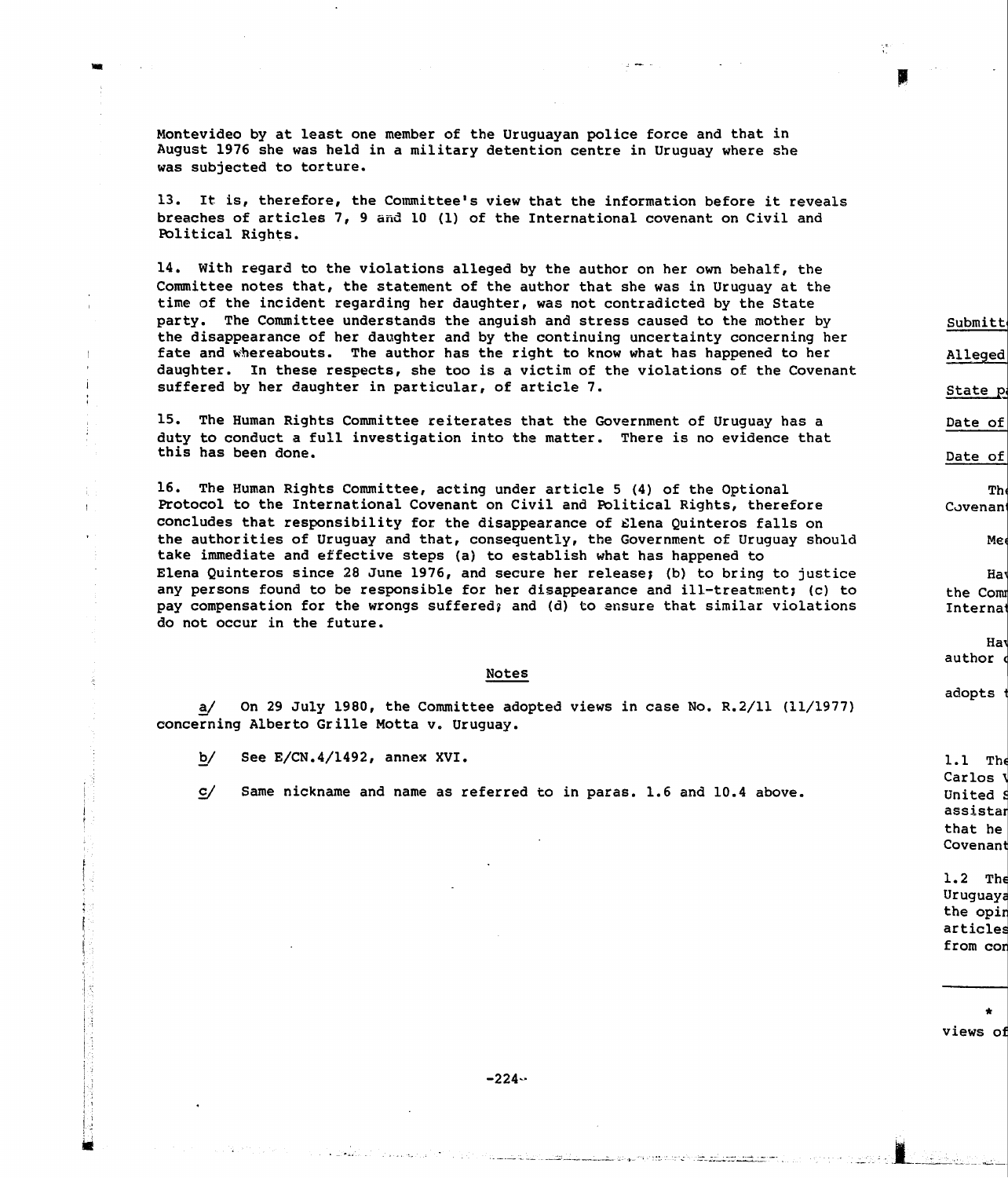Montevideo by at least one member of the Uruguayan police force and that in August 1976 she was held in a military detention centre in Uruguay where she was subjected to torture.

13. It is, therefore, the Committee's view that the information before it reveals breaches of articles 7, 9 and 10 (1) of the International covenant on Civil and Political Rights.

14. With regard to the violations alleged by the author on her own behalf, the Committee notes that, the statement of the author that she was in Uruguay at the time of the incident regarding her daughter, was not contradicted by the State party. The Committee understands the anguish and stress caused to the mother by the disappearance of her daughter and by the continuing uncertainty concerning her fate and whereabouts. The author has the right to know what has happened to her daughter. In these respects, she too is a victim of the violations of the Covenant suffered by her daughter in particular, of article 7.

15. The Human Rights Committee reiterates that the Government of Uruguay has a duty to conduct a full investigation into the matter. There is no evidence that this has been done.

16. The Human Rights Committee, acting under article 5 (4) of the Optional Protocol to the International Covenant on Civil and Political Rights, therefore concludes that responsibility for the disappearance of Elena Quinteros falls on the authorities of Uruguay and that, consequently, the Government of Uruguay should take immediate and effective steps (a) to establish what has happened to Elena Quinteros since 28 June 1976, and secure her release; (b) to bring to justice any persons found to be responsible for her disappearance and ill-treatment; (c) to pay compensation for the wrongs suffered; and (d) to ensure that similar violations do not occur in the future.

## Notes

a/ On 29 July 1980, the Committee adopted views in case No. R.2/11 (11/1977) concerning Alberto Grille Motta v. Uruguay.

b/ See E/CN.4/1492, annex XVI.

c/ Same nickname and name as referred to in paras. 1.6 and 10.4 above.